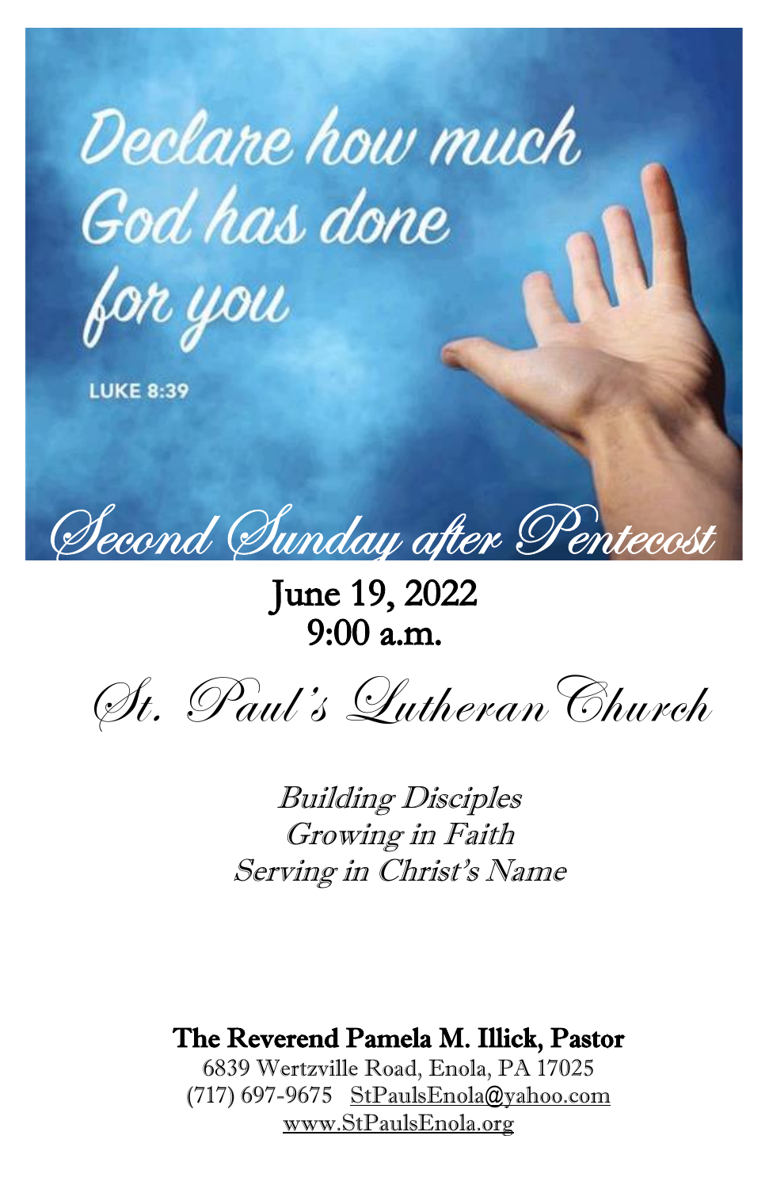Declare how much God has done for you

LUKE 8:39

# Second Sunday after Pentecost

June 19, 2022
9:00 a.m.

## St. Paul's Lutheran Church

*Building Disciples*
*Growing in Faith*
*Serving in Christ's Name*

**The Reverend Pamela M. Illick, Pastor**
6839 Wertzville Road, Enola, PA 17025
(717) 697-9675 StPaulsEnola@yahoo.com
www.StPaulsEnola.org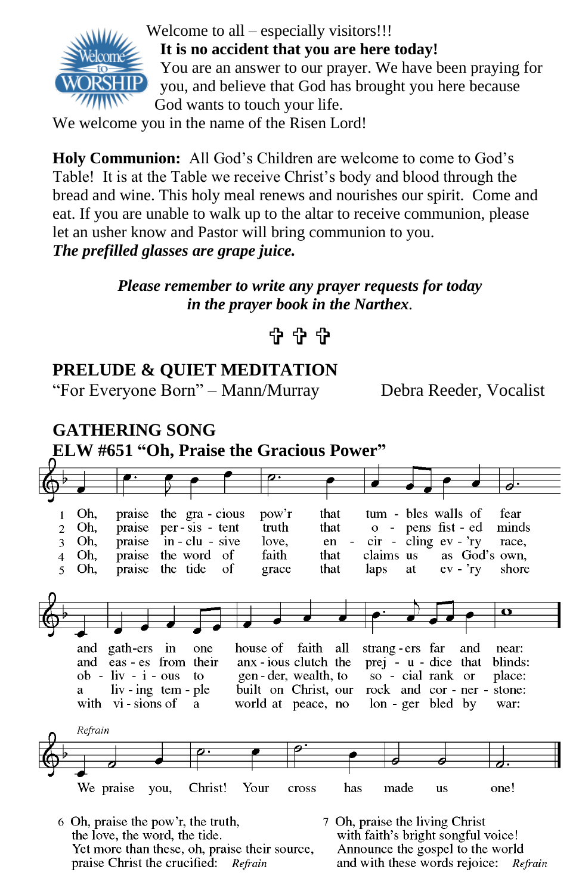Welcome to all – especially visitors!!!

**It is no accident that you are here today!**

You are an answer to our prayer. We have been praying for you, and believe that God has brought you here because God wants to touch your life.

We welcome you in the name of the Risen Lord!

**Holy Communion:** All God's Children are welcome to come to God's Table! It is at the Table we receive Christ's body and blood through the bread and wine. This holy meal renews and nourishes our spirit. Come and eat. If you are unable to walk up to the altar to receive communion, please let an usher know and Pastor will bring communion to you.

***The prefilled glasses are grape juice.***

***Please remember to write any prayer requests for today in the prayer book in the Narthex.***

✞ ✞ ✞

## PRELUDE & QUIET MEDITATION

"For Everyone Born" – Mann/Murray Debra Reeder, Vocalist

## GATHERING SONG

### ELW #651 "Oh, Praise the Gracious Power"

1 Oh, praise the gracious pow'r that tumbles walls of fear and gathers in one house of faith all strangers far and near:

2 Oh, praise persistent truth that opens fisted minds and eases from their anxious clutch the prejudice that blinds:

3 Oh, praise inclusive love, encircling ev'ry race, oblivious to gender, wealth, to social rank or place:

4 Oh, praise the word of faith that claims us as God's own, a living temple built on Christ, our rock and cornerstone:

5 Oh, praise the tide of grace that laps at ev'ry shore with visions of a world at peace, no longer bled by war:

*Refrain*

We praise you, Christ! Your cross has made us one!

6 Oh, praise the pow'r, the truth,
the love, the word, the tide.
Yet more than these, oh, praise their source,
praise Christ the crucified: *Refrain*

7 Oh, praise the living Christ
with faith's bright songful voice!
Announce the gospel to the world
and with these words rejoice: *Refrain*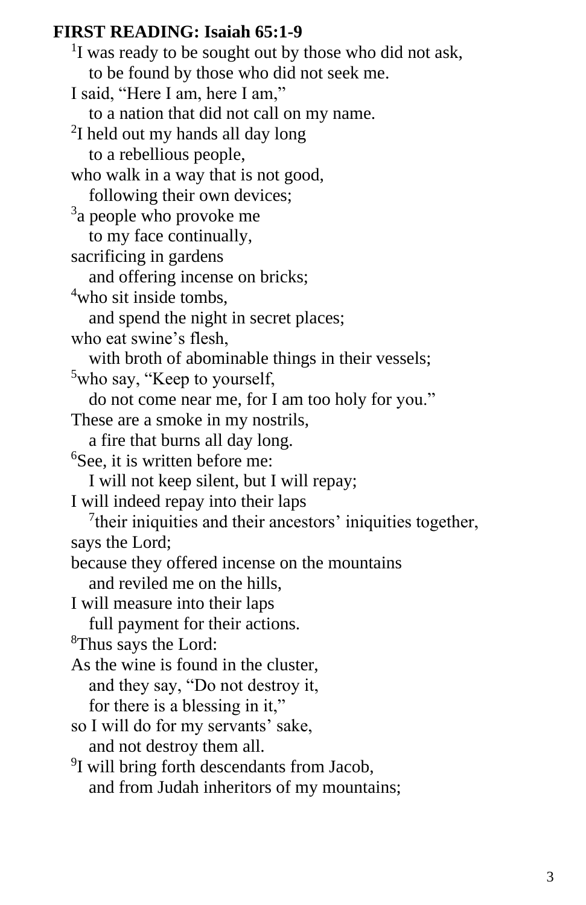**FIRST READING: Isaiah 65:1-9**

[1]I was ready to be sought out by those who did not ask,
to be found by those who did not seek me.
I said, "Here I am, here I am,"
to a nation that did not call on my name.
[2]I held out my hands all day long
to a rebellious people,
who walk in a way that is not good,
following their own devices;
[3]a people who provoke me
to my face continually,
sacrificing in gardens
and offering incense on bricks;
[4]who sit inside tombs,
and spend the night in secret places;
who eat swine's flesh,
with broth of abominable things in their vessels;
[5]who say, "Keep to yourself,
do not come near me, for I am too holy for you."
These are a smoke in my nostrils,
a fire that burns all day long.
[6]See, it is written before me:
I will not keep silent, but I will repay;
I will indeed repay into their laps
[7]their iniquities and their ancestors' iniquities together,
says the Lord;
because they offered incense on the mountains
and reviled me on the hills,
I will measure into their laps
full payment for their actions.
[8]Thus says the Lord:
As the wine is found in the cluster,
and they say, "Do not destroy it,
for there is a blessing in it,"
so I will do for my servants' sake,
and not destroy them all.
[9]I will bring forth descendants from Jacob,
and from Judah inheritors of my mountains;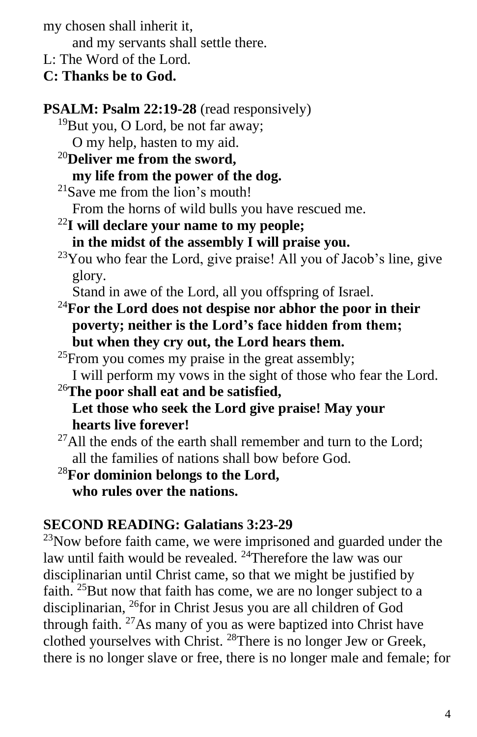my chosen shall inherit it,
and my servants shall settle there.
L: The Word of the Lord.
**C: Thanks be to God.**

**PSALM: Psalm 22:19-28** (read responsively)

[19]But you, O Lord, be not far away;
O my help, hasten to my aid.

**[20]Deliver me from the sword,**
**my life from the power of the dog.**

[21]Save me from the lion's mouth!
From the horns of wild bulls you have rescued me.

**[22]I will declare your name to my people;**
**in the midst of the assembly I will praise you.**

[23]You who fear the Lord, give praise! All you of Jacob's line, give glory.
Stand in awe of the Lord, all you offspring of Israel.

**[24]For the Lord does not despise nor abhor the poor in their poverty; neither is the Lord's face hidden from them;**
**but when they cry out, the Lord hears them.**

[25]From you comes my praise in the great assembly;
I will perform my vows in the sight of those who fear the Lord.

**[26]The poor shall eat and be satisfied,**
**Let those who seek the Lord give praise! May your hearts live forever!**

[27]All the ends of the earth shall remember and turn to the Lord;
all the families of nations shall bow before God.

**[28]For dominion belongs to the Lord,**
**who rules over the nations.**

**SECOND READING: Galatians 3:23-29**

[23]Now before faith came, we were imprisoned and guarded under the law until faith would be revealed. [24]Therefore the law was our disciplinarian until Christ came, so that we might be justified by faith. [25]But now that faith has come, we are no longer subject to a disciplinarian, [26]for in Christ Jesus you are all children of God through faith. [27]As many of you as were baptized into Christ have clothed yourselves with Christ. [28]There is no longer Jew or Greek, there is no longer slave or free, there is no longer male and female; for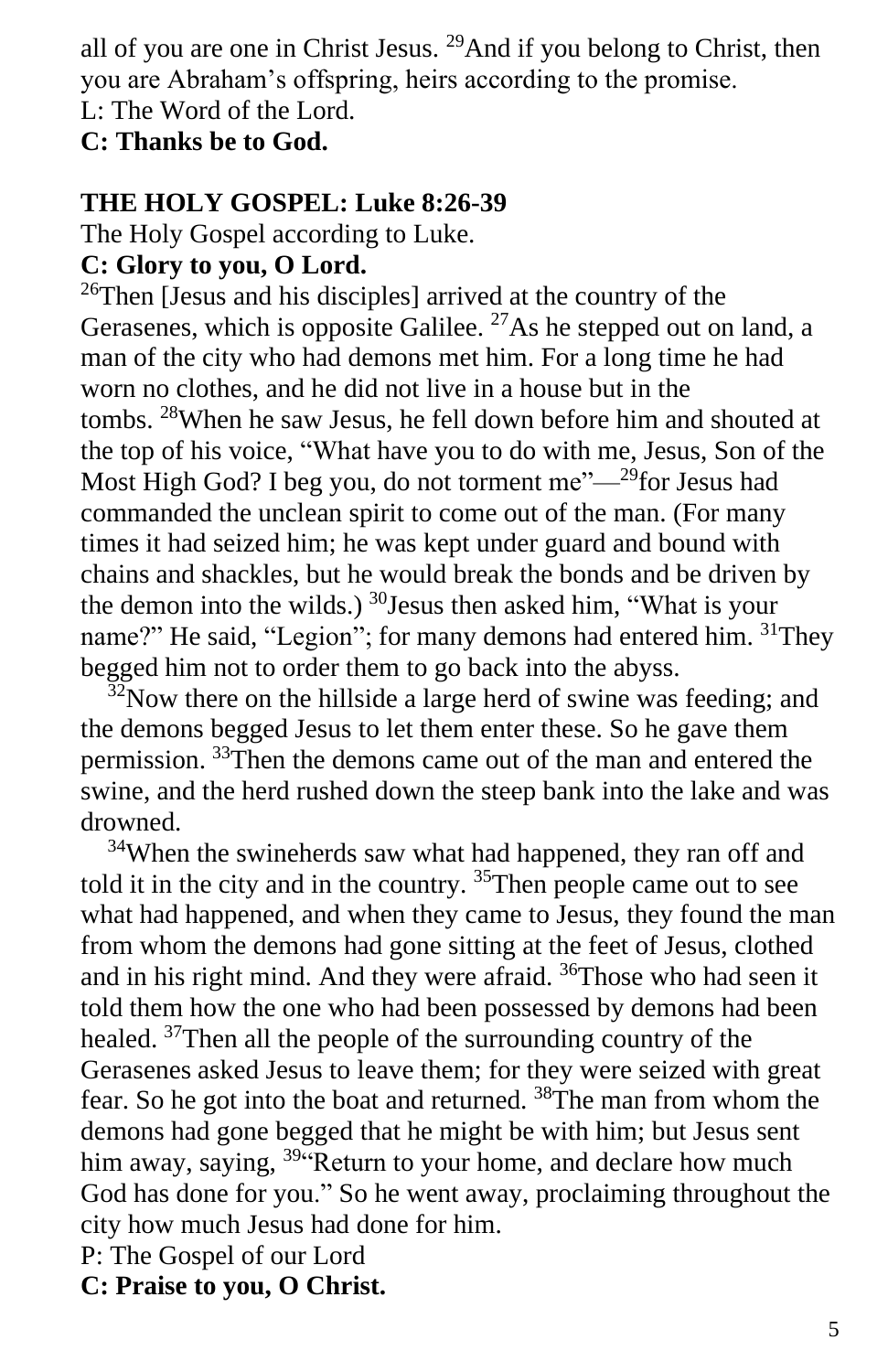all of you are one in Christ Jesus. [29]And if you belong to Christ, then you are Abraham's offspring, heirs according to the promise.
L: The Word of the Lord.
**C: Thanks be to God.**

**THE HOLY GOSPEL: Luke 8:26-39**

The Holy Gospel according to Luke.
**C: Glory to you, O Lord.**

[26]Then [Jesus and his disciples] arrived at the country of the Gerasenes, which is opposite Galilee. [27]As he stepped out on land, a man of the city who had demons met him. For a long time he had worn no clothes, and he did not live in a house but in the tombs. [28]When he saw Jesus, he fell down before him and shouted at the top of his voice, "What have you to do with me, Jesus, Son of the Most High God? I beg you, do not torment me"—[29]for Jesus had commanded the unclean spirit to come out of the man. (For many times it had seized him; he was kept under guard and bound with chains and shackles, but he would break the bonds and be driven by the demon into the wilds.) [30]Jesus then asked him, "What is your name?" He said, "Legion"; for many demons had entered him. [31]They begged him not to order them to go back into the abyss.

[32]Now there on the hillside a large herd of swine was feeding; and the demons begged Jesus to let them enter these. So he gave them permission. [33]Then the demons came out of the man and entered the swine, and the herd rushed down the steep bank into the lake and was drowned.

[34]When the swineherds saw what had happened, they ran off and told it in the city and in the country. [35]Then people came out to see what had happened, and when they came to Jesus, they found the man from whom the demons had gone sitting at the feet of Jesus, clothed and in his right mind. And they were afraid. [36]Those who had seen it told them how the one who had been possessed by demons had been healed. [37]Then all the people of the surrounding country of the Gerasenes asked Jesus to leave them; for they were seized with great fear. So he got into the boat and returned. [38]The man from whom the demons had gone begged that he might be with him; but Jesus sent him away, saying, [39]"Return to your home, and declare how much God has done for you." So he went away, proclaiming throughout the city how much Jesus had done for him.
P: The Gospel of our Lord
**C: Praise to you, O Christ.**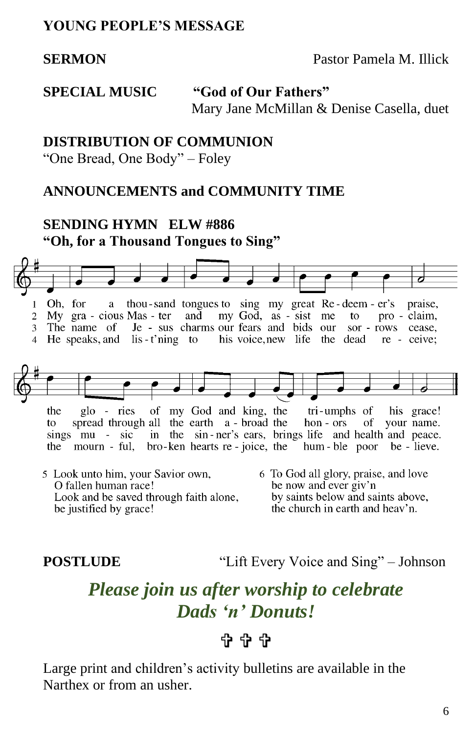**YOUNG PEOPLE'S MESSAGE**

**SERMON** Pastor Pamela M. Illick

**SPECIAL MUSIC** **"God of Our Fathers"**
Mary Jane McMillan & Denise Casella, duet

**DISTRIBUTION OF COMMUNION**
"One Bread, One Body" – Foley

**ANNOUNCEMENTS and COMMUNITY TIME**

**SENDING HYMN ELW #886**
**"Oh, for a Thousand Tongues to Sing"**

1 Oh, for a thousand tongues to sing my great Redeemer's praise, the glories of my God and king, the triumphs of his grace!

2 My gracious Master and my God, assist me to proclaim, to spread through all the earth abroad the honors of your name.

3 The name of Jesus charms our fears and bids our sorrows cease, sings music in the sinner's ears, brings life and health and peace.

4 He speaks, and lis-t'ning to his voice, new life the dead receive; the mournful, broken hearts rejoice, the humble poor believe.

5 Look unto him, your Savior own,
O fallen human race!
Look and be saved through faith alone,
be justified by grace!

6 To God all glory, praise, and love
be now and ever giv'n
by saints below and saints above,
the church in earth and heav'n.

**POSTLUDE** "Lift Every Voice and Sing" – Johnson

***Please join us after worship to celebrate Dads 'n' Donuts!***

✞ ✞ ✞

Large print and children's activity bulletins are available in the Narthex or from an usher.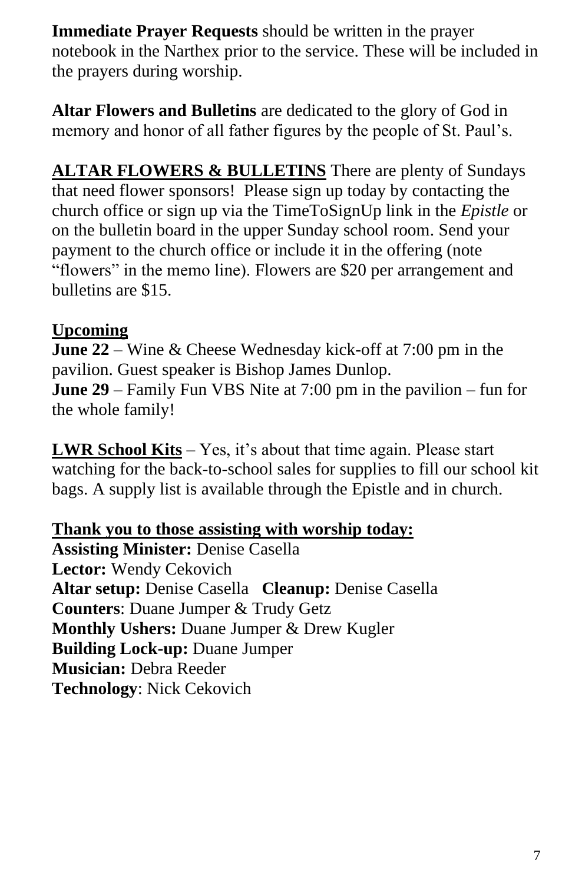**Immediate Prayer Requests** should be written in the prayer notebook in the Narthex prior to the service. These will be included in the prayers during worship.

**Altar Flowers and Bulletins** are dedicated to the glory of God in memory and honor of all father figures by the people of St. Paul's.

**ALTAR FLOWERS & BULLETINS** There are plenty of Sundays that need flower sponsors! Please sign up today by contacting the church office or sign up via the TimeToSignUp link in the *Epistle* or on the bulletin board in the upper Sunday school room. Send your payment to the church office or include it in the offering (note "flowers" in the memo line). Flowers are $20 per arrangement and bulletins are $15.

**Upcoming**

**June 22** – Wine & Cheese Wednesday kick-off at 7:00 pm in the pavilion. Guest speaker is Bishop James Dunlop.

**June 29** – Family Fun VBS Nite at 7:00 pm in the pavilion – fun for the whole family!

**LWR School Kits** – Yes, it's about that time again. Please start watching for the back-to-school sales for supplies to fill our school kit bags. A supply list is available through the Epistle and in church.

**Thank you to those assisting with worship today:**

**Assisting Minister:** Denise Casella
**Lector:** Wendy Cekovich
**Altar setup:** Denise Casella **Cleanup:** Denise Casella
**Counters**: Duane Jumper & Trudy Getz
**Monthly Ushers:** Duane Jumper & Drew Kugler
**Building Lock-up:** Duane Jumper
**Musician:** Debra Reeder
**Technology**: Nick Cekovich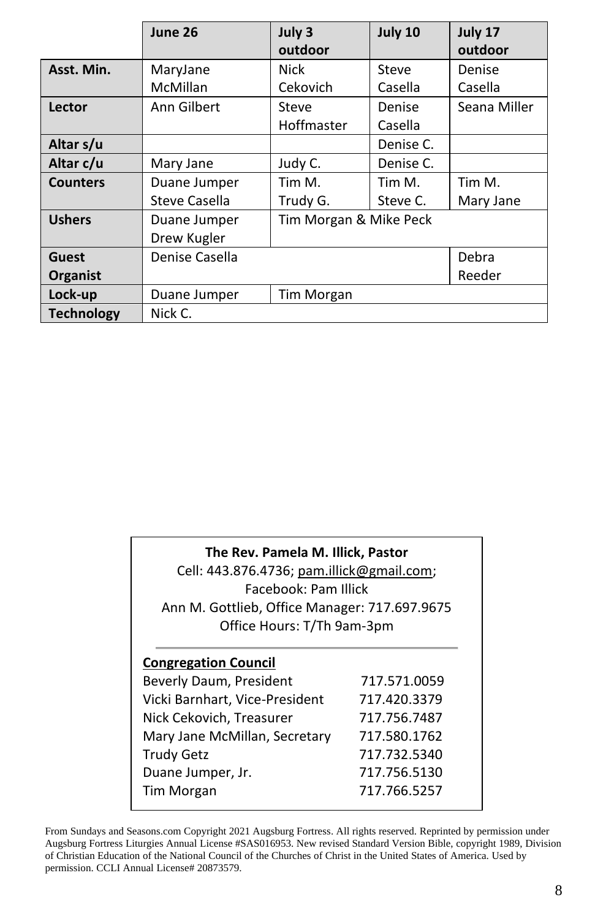| | June 26 | July 3 outdoor | July 10 | July 17 outdoor |
|---|---|---|---|---|
| **Asst. Min.** | MaryJane McMillan | Nick Cekovich | Steve Casella | Denise Casella |
| **Lector** | Ann Gilbert | Steve Hoffmaster | Denise Casella | Seana Miller |
| **Altar s/u** | | | Denise C. | |
| **Altar c/u** | Mary Jane | Judy C. | Denise C. | |
| **Counters** | Duane Jumper Steve Casella | Tim M. Trudy G. | Tim M. Steve C. | Tim M. Mary Jane |
| **Ushers** | Duane Jumper Drew Kugler | Tim Morgan & Mike Peck | | |
| **Guest Organist** | Denise Casella | | | Debra Reeder |
| **Lock-up** | Duane Jumper | Tim Morgan | | |
| **Technology** | Nick C. | | | |

**The Rev. Pamela M. Illick, Pastor**
Cell: 443.876.4736; pam.illick@gmail.com;
Facebook: Pam Illick
Ann M. Gottlieb, Office Manager: 717.697.9675
Office Hours: T/Th 9am-3pm

**Congregation Council**

| | |
|---|---|
| Beverly Daum, President | 717.571.0059 |
| Vicki Barnhart, Vice-President | 717.420.3379 |
| Nick Cekovich, Treasurer | 717.756.7487 |
| Mary Jane McMillan, Secretary | 717.580.1762 |
| Trudy Getz | 717.732.5340 |
| Duane Jumper, Jr. | 717.756.5130 |
| Tim Morgan | 717.766.5257 |

From Sundays and Seasons.com Copyright 2021 Augsburg Fortress. All rights reserved. Reprinted by permission under Augsburg Fortress Liturgies Annual License #SAS016953. New revised Standard Version Bible, copyright 1989, Division of Christian Education of the National Council of the Churches of Christ in the United States of America. Used by permission. CCLI Annual License# 20873579.